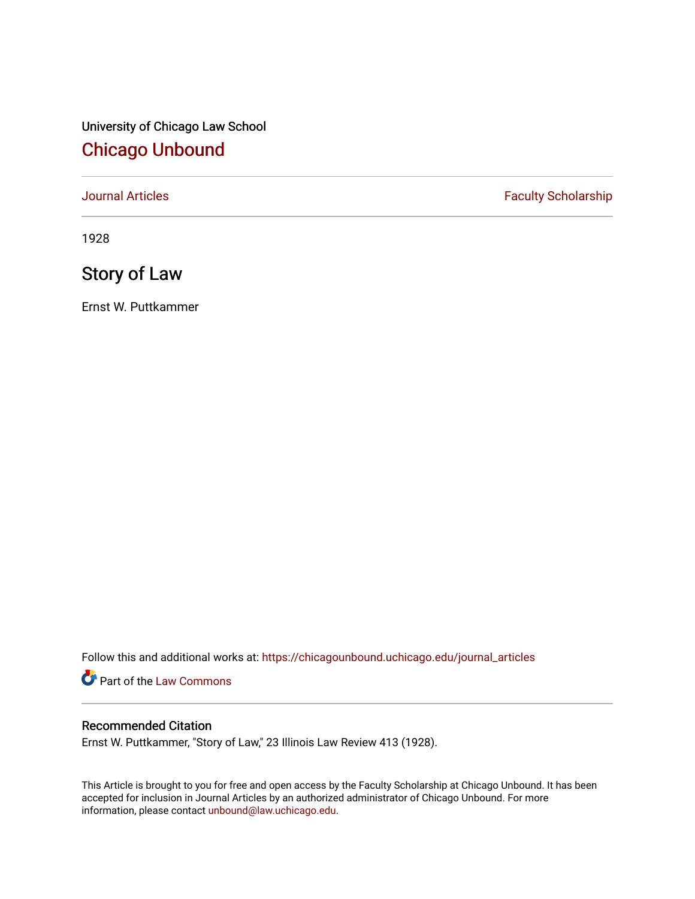University of Chicago Law School

# Chicago Unbound

Journal Articles | Faculty Scholarship

1928

## Story of Law

Ernst W. Puttkammer

Follow this and additional works at: https://chicagounbound.uchicago.edu/journal_articles

Part of the Law Commons

### Recommended Citation

Ernst W. Puttkammer, "Story of Law," 23 Illinois Law Review 413 (1928).

This Article is brought to you for free and open access by the Faculty Scholarship at Chicago Unbound. It has been accepted for inclusion in Journal Articles by an authorized administrator of Chicago Unbound. For more information, please contact unbound@law.uchicago.edu.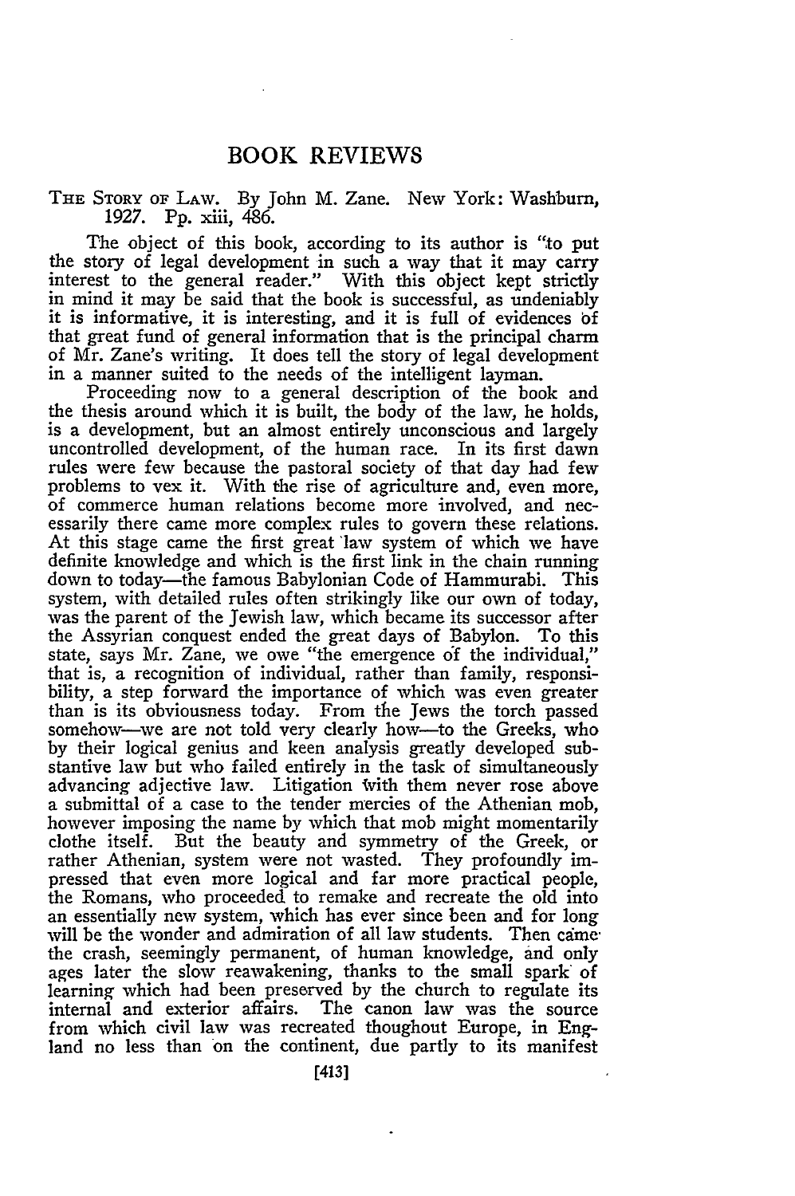# BOOK REVIEWS

THE STORY OF LAW. By John M. Zane. New York: Washburn, 1927. Pp. xiii, 486.

The object of this book, according to its author is "to put the story of legal development in such a way that it may carry interest to the general reader." With this object kept strictly in mind it may be said that the book is successful, as undeniably it is informative, it is interesting, and it is full of evidences of that great fund of general information that is the principal charm of Mr. Zane's writing. It does tell the story of legal development in a manner suited to the needs of the intelligent layman.

Proceeding now to a general description of the book and the thesis around which it is built, the body of the law, he holds, is a development, but an almost entirely unconscious and largely uncontrolled development, of the human race. In its first dawn rules were few because the pastoral society of that day had few problems to vex it. With the rise of agriculture and, even more, of commerce human relations become more involved, and necessarily there came more complex rules to govern these relations. At this stage came the first great law system of which we have definite knowledge and which is the first link in the chain running down to today—the famous Babylonian Code of Hammurabi. This system, with detailed rules often strikingly like our own of today, was the parent of the Jewish law, which became its successor after the Assyrian conquest ended the great days of Babylon. To this state, says Mr. Zane, we owe "the emergence of the individual," that is, a recognition of individual, rather than family, responsibility, a step forward the importance of which was even greater than is its obviousness today. From the Jews the torch passed somehow—we are not told very clearly how—to the Greeks, who by their logical genius and keen analysis greatly developed substantive law but who failed entirely in the task of simultaneously advancing adjective law. Litigation with them never rose above a submittal of a case to the tender mercies of the Athenian mob, however imposing the name by which that mob might momentarily clothe itself. But the beauty and symmetry of the Greek, or rather Athenian, system were not wasted. They profoundly impressed that even more logical and far more practical people, the Romans, who proceeded to remake and recreate the old into an essentially new system, which has ever since been and for long will be the wonder and admiration of all law students. Then came the crash, seemingly permanent, of human knowledge, and only ages later the slow reawakening, thanks to the small spark of learning which had been preserved by the church to regulate its internal and exterior affairs. The canon law was the source from which civil law was recreated thoughout Europe, in England no less than on the continent, due partly to its manifest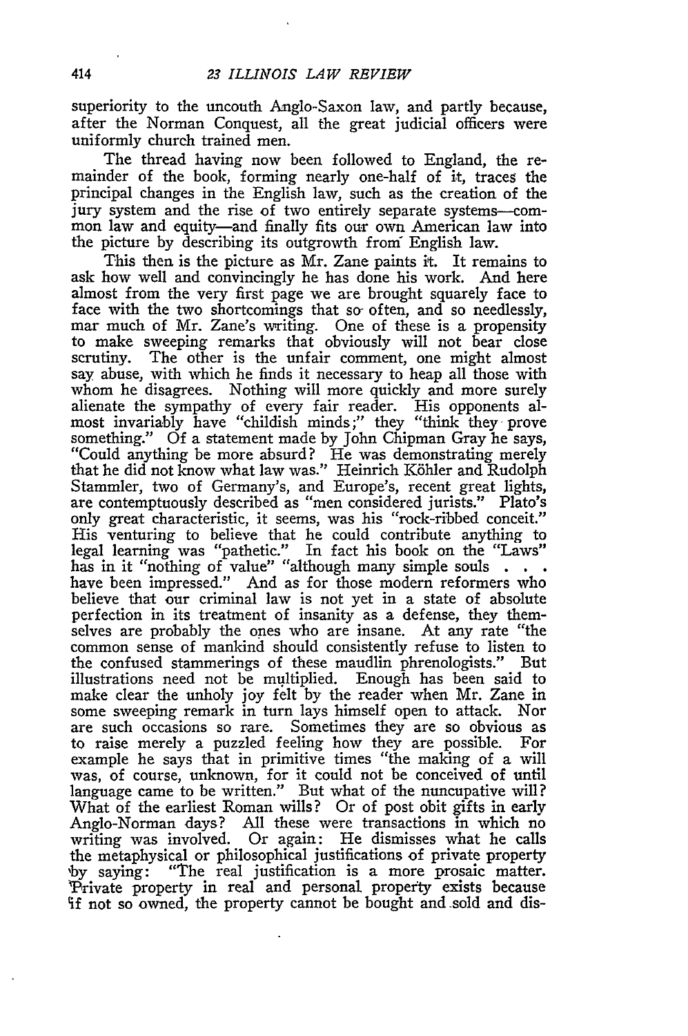superiority to the uncouth Anglo-Saxon law, and partly because, after the Norman Conquest, all the great judicial officers were uniformly church trained men.

The thread having now been followed to England, the remainder of the book, forming nearly one-half of it, traces the principal changes in the English law, such as the creation of the jury system and the rise of two entirely separate systems—common law and equity—and finally fits our own American law into the picture by describing its outgrowth from English law.

This then is the picture as Mr. Zane paints it. It remains to ask how well and convincingly he has done his work. And here almost from the very first page we are brought squarely face to face with the two shortcomings that so often, and so needlessly, mar much of Mr. Zane's writing. One of these is a propensity to make sweeping remarks that obviously will not bear close scrutiny. The other is the unfair comment, one might almost say abuse, with which he finds it necessary to heap all those with whom he disagrees. Nothing will more quickly and more surely alienate the sympathy of every fair reader. His opponents almost invariably have "childish minds;" they "think they prove something." Of a statement made by John Chipman Gray he says, "Could anything be more absurd? He was demonstrating merely that he did not know what law was." Heinrich Köhler and Rudolph Stammler, two of Germany's, and Europe's, recent great lights, are contemptuously described as "men considered jurists." Plato's only great characteristic, it seems, was his "rock-ribbed conceit." His venturing to believe that he could contribute anything to legal learning was "pathetic." In fact his book on the "Laws" has in it "nothing of value" "although many simple souls . . . have been impressed." And as for those modern reformers who believe that our criminal law is not yet in a state of absolute perfection in its treatment of insanity as a defense, they themselves are probably the ones who are insane. At any rate "the common sense of mankind should consistently refuse to listen to the confused stammerings of these maudlin phrenologists." But illustrations need not be multiplied. Enough has been said to make clear the unholy joy felt by the reader when Mr. Zane in some sweeping remark in turn lays himself open to attack. Nor are such occasions so rare. Sometimes they are so obvious as to raise merely a puzzled feeling how they are possible. For example he says that in primitive times "the making of a will was, of course, unknown, for it could not be conceived of until language came to be written." But what of the nuncupative will? What of the earliest Roman wills? Or of post obit gifts in early Anglo-Norman days? All these were transactions in which no writing was involved. Or again: He dismisses what he calls the metaphysical or philosophical justifications of private property by saying: "The real justification is a more prosaic matter. Private property in real and personal property exists because if not so owned, the property cannot be bought and sold and dis-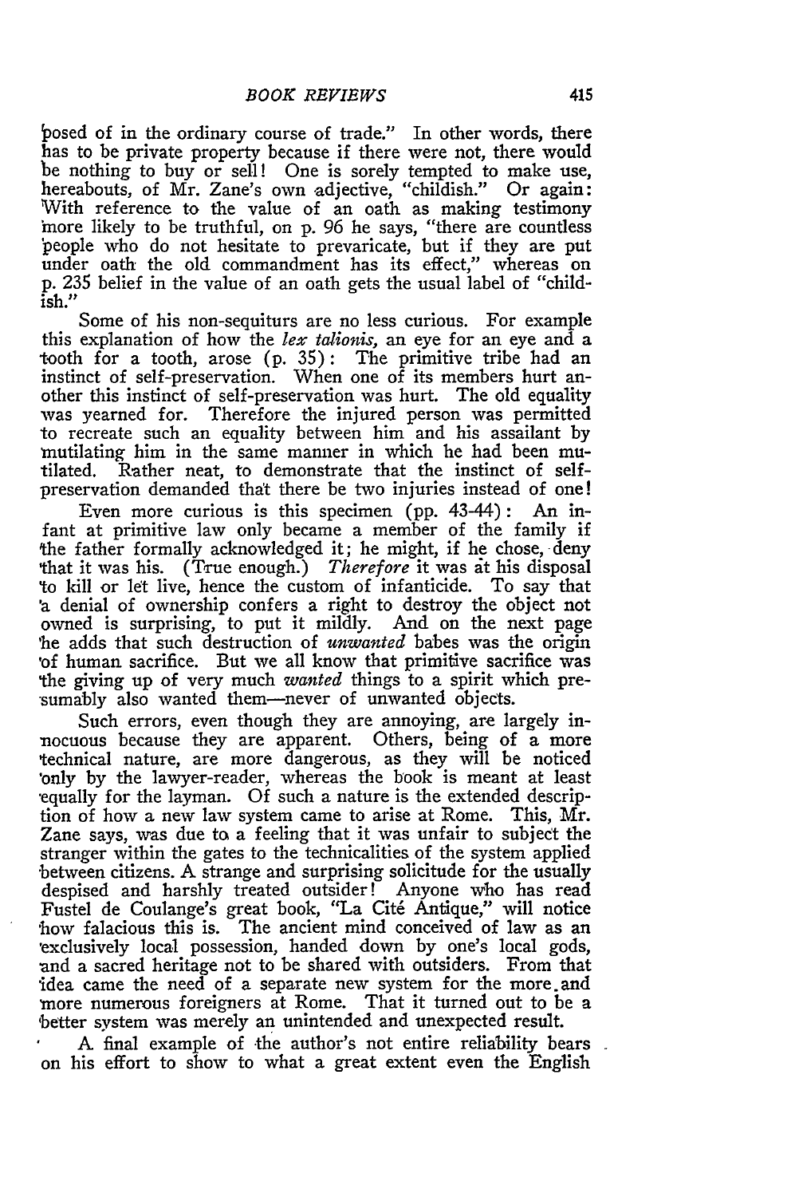posed of in the ordinary course of trade." In other words, there has to be private property because if there were not, there would be nothing to buy or sell! One is sorely tempted to make use, hereabouts, of Mr. Zane's own adjective, "childish." Or again: With reference to the value of an oath as making testimony more likely to be truthful, on p. 96 he says, "there are countless people who do not hesitate to prevaricate, but if they are put under oath the old commandment has its effect," whereas on p. 235 belief in the value of an oath gets the usual label of "childish."

Some of his non-sequiturs are no less curious. For example this explanation of how the *lex talionis*, an eye for an eye and a tooth for a tooth, arose (p. 35): The primitive tribe had an instinct of self-preservation. When one of its members hurt another this instinct of self-preservation was hurt. The old equality was yearned for. Therefore the injured person was permitted to recreate such an equality between him and his assailant by mutilating him in the same manner in which he had been mutilated. Rather neat, to demonstrate that the instinct of self-preservation demanded that there be two injuries instead of one!

Even more curious is this specimen (pp. 43-44): An infant at primitive law only became a member of the family if the father formally acknowledged it; he might, if he chose, deny that it was his. (True enough.) *Therefore* it was at his disposal to kill or let live, hence the custom of infanticide. To say that a denial of ownership confers a right to destroy the object not owned is surprising, to put it mildly. And on the next page he adds that such destruction of *unwanted* babes was the origin of human sacrifice. But we all know that primitive sacrifice was the giving up of very much *wanted* things to a spirit which presumably also wanted them—never of unwanted objects.

Such errors, even though they are annoying, are largely innocuous because they are apparent. Others, being of a more technical nature, are more dangerous, as they will be noticed only by the lawyer-reader, whereas the book is meant at least equally for the layman. Of such a nature is the extended description of how a new law system came to arise at Rome. This, Mr. Zane says, was due to a feeling that it was unfair to subject the stranger within the gates to the technicalities of the system applied between citizens. A strange and surprising solicitude for the usually despised and harshly treated outsider! Anyone who has read Fustel de Coulange's great book, "La Cité Antique," will notice how falacious this is. The ancient mind conceived of law as an exclusively local possession, handed down by one's local gods, and a sacred heritage not to be shared with outsiders. From that idea came the need of a separate new system for the more and more numerous foreigners at Rome. That it turned out to be a better system was merely an unintended and unexpected result.

A final example of the author's not entire reliability bears on his effort to show to what a great extent even the English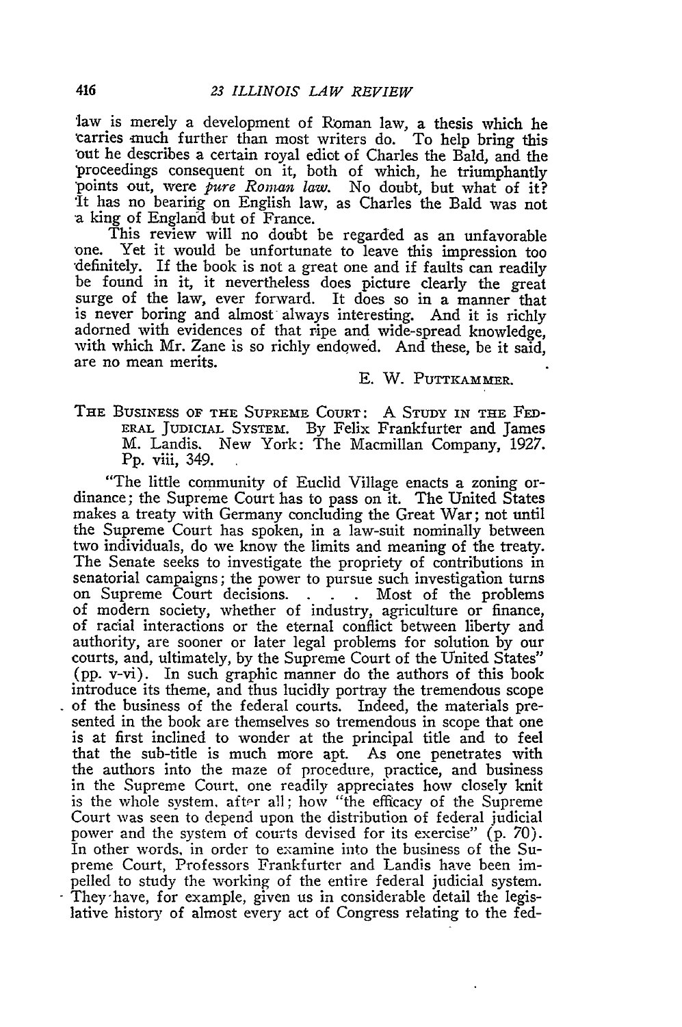law is merely a development of Roman law, a thesis which he carries much further than most writers do. To help bring this out he describes a certain royal edict of Charles the Bald, and the proceedings consequent on it, both of which, he triumphantly points out, were *pure Roman law.* No doubt, but what of it? It has no bearing on English law, as Charles the Bald was not a king of England but of France.

This review will no doubt be regarded as an unfavorable one. Yet it would be unfortunate to leave this impression too definitely. If the book is not a great one and if faults can readily be found in it, it nevertheless does picture clearly the great surge of the law, ever forward. It does so in a manner that is never boring and almost always interesting. And it is richly adorned with evidences of that ripe and wide-spread knowledge, with which Mr. Zane is so richly endowed. And these, be it said, are no mean merits.

E. W. PUTTKAMMER.

THE BUSINESS OF THE SUPREME COURT: A STUDY IN THE FEDERAL JUDICIAL SYSTEM. By Felix Frankfurter and James M. Landis. New York: The Macmillan Company, 1927. Pp. viii, 349.

"The little community of Euclid Village enacts a zoning ordinance; the Supreme Court has to pass on it. The United States makes a treaty with Germany concluding the Great War; not until the Supreme Court has spoken, in a law-suit nominally between two individuals, do we know the limits and meaning of the treaty. The Senate seeks to investigate the propriety of contributions in senatorial campaigns; the power to pursue such investigation turns on Supreme Court decisions. . . . Most of the problems of modern society, whether of industry, agriculture or finance, of racial interactions or the eternal conflict between liberty and authority, are sooner or later legal problems for solution by our courts, and, ultimately, by the Supreme Court of the United States" (pp. v-vi). In such graphic manner do the authors of this book introduce its theme, and thus lucidly portray the tremendous scope of the business of the federal courts. Indeed, the materials presented in the book are themselves so tremendous in scope that one is at first inclined to wonder at the principal title and to feel that the sub-title is much more apt. As one penetrates with the authors into the maze of procedure, practice, and business in the Supreme Court, one readily appreciates how closely knit is the whole system, after all; how "the efficacy of the Supreme Court was seen to depend upon the distribution of federal judicial power and the system of courts devised for its exercise" (p. 70). In other words, in order to examine into the business of the Supreme Court, Professors Frankfurter and Landis have been impelled to study the working of the entire federal judicial system. They have, for example, given us in considerable detail the legislative history of almost every act of Congress relating to the fed-